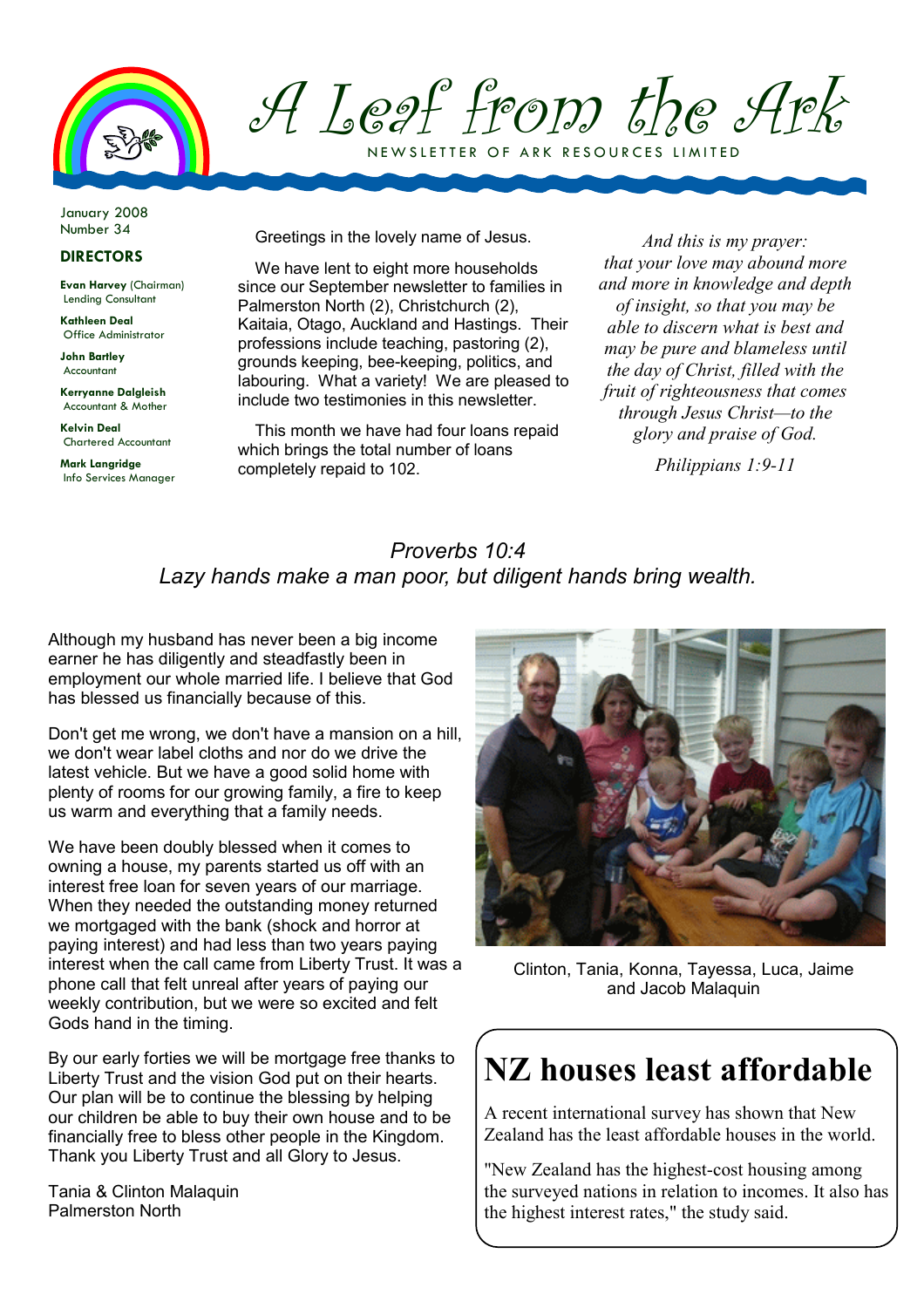# A Leaf from the Ark

NEWSLETTER OF ARK RESOURCES LIMITED

January 2008
Number 34

**DIRECTORS**

**Evan Harvey** (Chairman)
Lending Consultant

**Kathleen Deal**
Office Administrator

**John Bartley**
Accountant

**Kerryanne Dalgleish**
Accountant & Mother

**Kelvin Deal**
Chartered Accountant

**Mark Langridge**
Info Services Manager

Greetings in the lovely name of Jesus.

We have lent to eight more households since our September newsletter to families in Palmerston North (2), Christchurch (2), Kaitaia, Otago, Auckland and Hastings. Their professions include teaching, pastoring (2), grounds keeping, bee-keeping, politics, and labouring. What a variety! We are pleased to include two testimonies in this newsletter.

This month we have had four loans repaid which brings the total number of loans completely repaid to 102.

*And this is my prayer: that your love may abound more and more in knowledge and depth of insight, so that you may be able to discern what is best and may be pure and blameless until the day of Christ, filled with the fruit of righteousness that comes through Jesus Christ—to the glory and praise of God.*

*Philippians 1:9-11*

*Proverbs 10:4*
*Lazy hands make a man poor, but diligent hands bring wealth.*

Although my husband has never been a big income earner he has diligently and steadfastly been in employment our whole married life. I believe that God has blessed us financially because of this.

Don't get me wrong, we don't have a mansion on a hill, we don't wear label cloths and nor do we drive the latest vehicle. But we have a good solid home with plenty of rooms for our growing family, a fire to keep us warm and everything that a family needs.

We have been doubly blessed when it comes to owning a house, my parents started us off with an interest free loan for seven years of our marriage. When they needed the outstanding money returned we mortgaged with the bank (shock and horror at paying interest) and had less than two years paying interest when the call came from Liberty Trust. It was a phone call that felt unreal after years of paying our weekly contribution, but we were so excited and felt Gods hand in the timing.

By our early forties we will be mortgage free thanks to Liberty Trust and the vision God put on their hearts. Our plan will be to continue the blessing by helping our children be able to buy their own house and to be financially free to bless other people in the Kingdom. Thank you Liberty Trust and all Glory to Jesus.

Tania & Clinton Malaquin
Palmerston North

Clinton, Tania, Konna, Tayessa, Luca, Jaime and Jacob Malaquin

## NZ houses least affordable

A recent international survey has shown that New Zealand has the least affordable houses in the world.

"New Zealand has the highest-cost housing among the surveyed nations in relation to incomes. It also has the highest interest rates," the study said.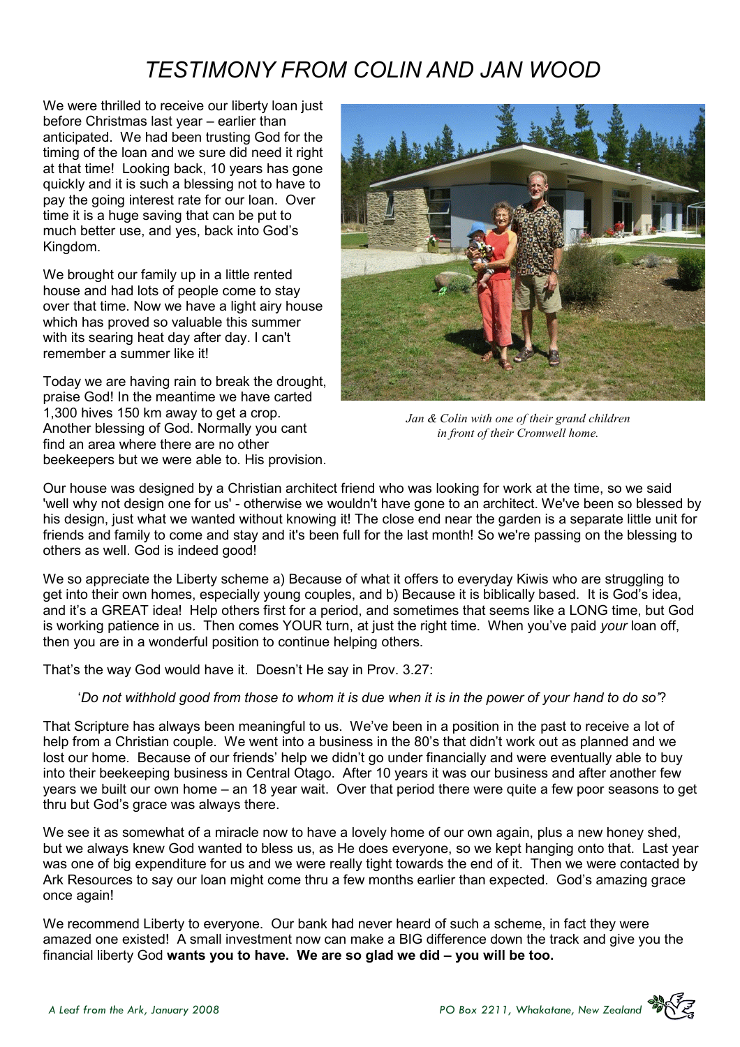# TESTIMONY FROM COLIN AND JAN WOOD

We were thrilled to receive our liberty loan just before Christmas last year – earlier than anticipated. We had been trusting God for the timing of the loan and we sure did need it right at that time! Looking back, 10 years has gone quickly and it is such a blessing not to have to pay the going interest rate for our loan. Over time it is a huge saving that can be put to much better use, and yes, back into God's Kingdom.

We brought our family up in a little rented house and had lots of people come to stay over that time. Now we have a light airy house which has proved so valuable this summer with its searing heat day after day. I can't remember a summer like it!

Today we are having rain to break the drought, praise God! In the meantime we have carted 1,300 hives 150 km away to get a crop. Another blessing of God. Normally you cant find an area where there are no other beekeepers but we were able to. His provision.

*Jan & Colin with one of their grand children in front of their Cromwell home.*

Our house was designed by a Christian architect friend who was looking for work at the time, so we said 'well why not design one for us' - otherwise we wouldn't have gone to an architect. We've been so blessed by his design, just what we wanted without knowing it! The close end near the garden is a separate little unit for friends and family to come and stay and it's been full for the last month! So we're passing on the blessing to others as well. God is indeed good!

We so appreciate the Liberty scheme a) Because of what it offers to everyday Kiwis who are struggling to get into their own homes, especially young couples, and b) Because it is biblically based. It is God's idea, and it's a GREAT idea! Help others first for a period, and sometimes that seems like a LONG time, but God is working patience in us. Then comes YOUR turn, at just the right time. When you've paid *your* loan off, then you are in a wonderful position to continue helping others.

That's the way God would have it. Doesn't He say in Prov. 3.27:

> '*Do not withhold good from those to whom it is due when it is in the power of your hand to do so'*?

That Scripture has always been meaningful to us. We've been in a position in the past to receive a lot of help from a Christian couple. We went into a business in the 80's that didn't work out as planned and we lost our home. Because of our friends' help we didn't go under financially and were eventually able to buy into their beekeeping business in Central Otago. After 10 years it was our business and after another few years we built our own home – an 18 year wait. Over that period there were quite a few poor seasons to get thru but God's grace was always there.

We see it as somewhat of a miracle now to have a lovely home of our own again, plus a new honey shed, but we always knew God wanted to bless us, as He does everyone, so we kept hanging onto that. Last year was one of big expenditure for us and we were really tight towards the end of it. Then we were contacted by Ark Resources to say our loan might come thru a few months earlier than expected. God's amazing grace once again!

We recommend Liberty to everyone. Our bank had never heard of such a scheme, in fact they were amazed one existed! A small investment now can make a BIG difference down the track and give you the financial liberty God **wants you to have. We are so glad we did – you will be too.**